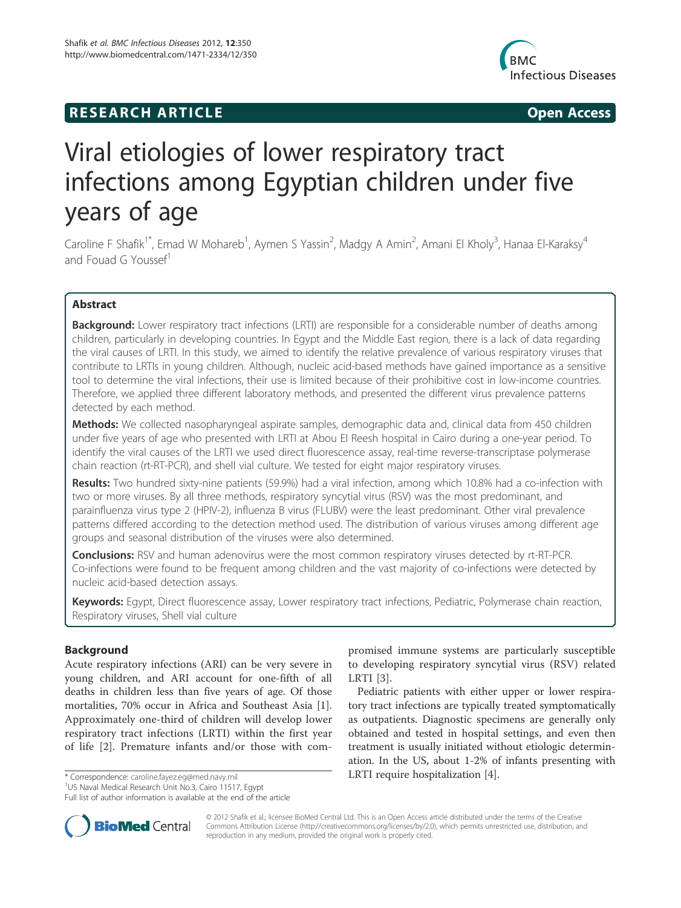**RESEARCH ARTICLE** **Open Access**

# Viral etiologies of lower respiratory tract infections among Egyptian children under five years of age

Caroline F Shafik[1*], Emad W Mohareb[1], Aymen S Yassin[2], Madgy A Amin[2], Amani El Kholy[3], Hanaa El-Karaksy[4] and Fouad G Youssef[1]

## Abstract

**Background:** Lower respiratory tract infections (LRTI) are responsible for a considerable number of deaths among children, particularly in developing countries. In Egypt and the Middle East region, there is a lack of data regarding the viral causes of LRTI. In this study, we aimed to identify the relative prevalence of various respiratory viruses that contribute to LRTIs in young children. Although, nucleic acid-based methods have gained importance as a sensitive tool to determine the viral infections, their use is limited because of their prohibitive cost in low-income countries. Therefore, we applied three different laboratory methods, and presented the different virus prevalence patterns detected by each method.

**Methods:** We collected nasopharyngeal aspirate samples, demographic data and, clinical data from 450 children under five years of age who presented with LRTI at Abou El Reesh hospital in Cairo during a one-year period. To identify the viral causes of the LRTI we used direct fluorescence assay, real-time reverse-transcriptase polymerase chain reaction (rt-RT-PCR), and shell vial culture. We tested for eight major respiratory viruses.

**Results:** Two hundred sixty-nine patients (59.9%) had a viral infection, among which 10.8% had a co-infection with two or more viruses. By all three methods, respiratory syncytial virus (RSV) was the most predominant, and parainfluenza virus type 2 (HPIV-2), influenza B virus (FLUBV) were the least predominant. Other viral prevalence patterns differed according to the detection method used. The distribution of various viruses among different age groups and seasonal distribution of the viruses were also determined.

**Conclusions:** RSV and human adenovirus were the most common respiratory viruses detected by rt-RT-PCR. Co-infections were found to be frequent among children and the vast majority of co-infections were detected by nucleic acid-based detection assays.

**Keywords:** Egypt, Direct fluorescence assay, Lower respiratory tract infections, Pediatric, Polymerase chain reaction, Respiratory viruses, Shell vial culture

## Background

Acute respiratory infections (ARI) can be very severe in young children, and ARI account for one-fifth of all deaths in children less than five years of age. Of those mortalities, 70% occur in Africa and Southeast Asia [1]. Approximately one-third of children will develop lower respiratory tract infections (LRTI) within the first year of life [2]. Premature infants and/or those with compromised immune systems are particularly susceptible to developing respiratory syncytial virus (RSV) related LRTI [3].

Pediatric patients with either upper or lower respiratory tract infections are typically treated symptomatically as outpatients. Diagnostic specimens are generally only obtained and tested in hospital settings, and even then treatment is usually initiated without etiologic determination. In the US, about 1-2% of infants presenting with LRTI require hospitalization [4].

\* Correspondence: caroline.fayez.eg@med.navy.mil
[1]US Naval Medical Research Unit No.3, Cairo 11517, Egypt
Full list of author information is available at the end of the article

© 2012 Shafik et al.; licensee BioMed Central Ltd. This is an Open Access article distributed under the terms of the Creative Commons Attribution License (http://creativecommons.org/licenses/by/2.0), which permits unrestricted use, distribution, and reproduction in any medium, provided the original work is properly cited.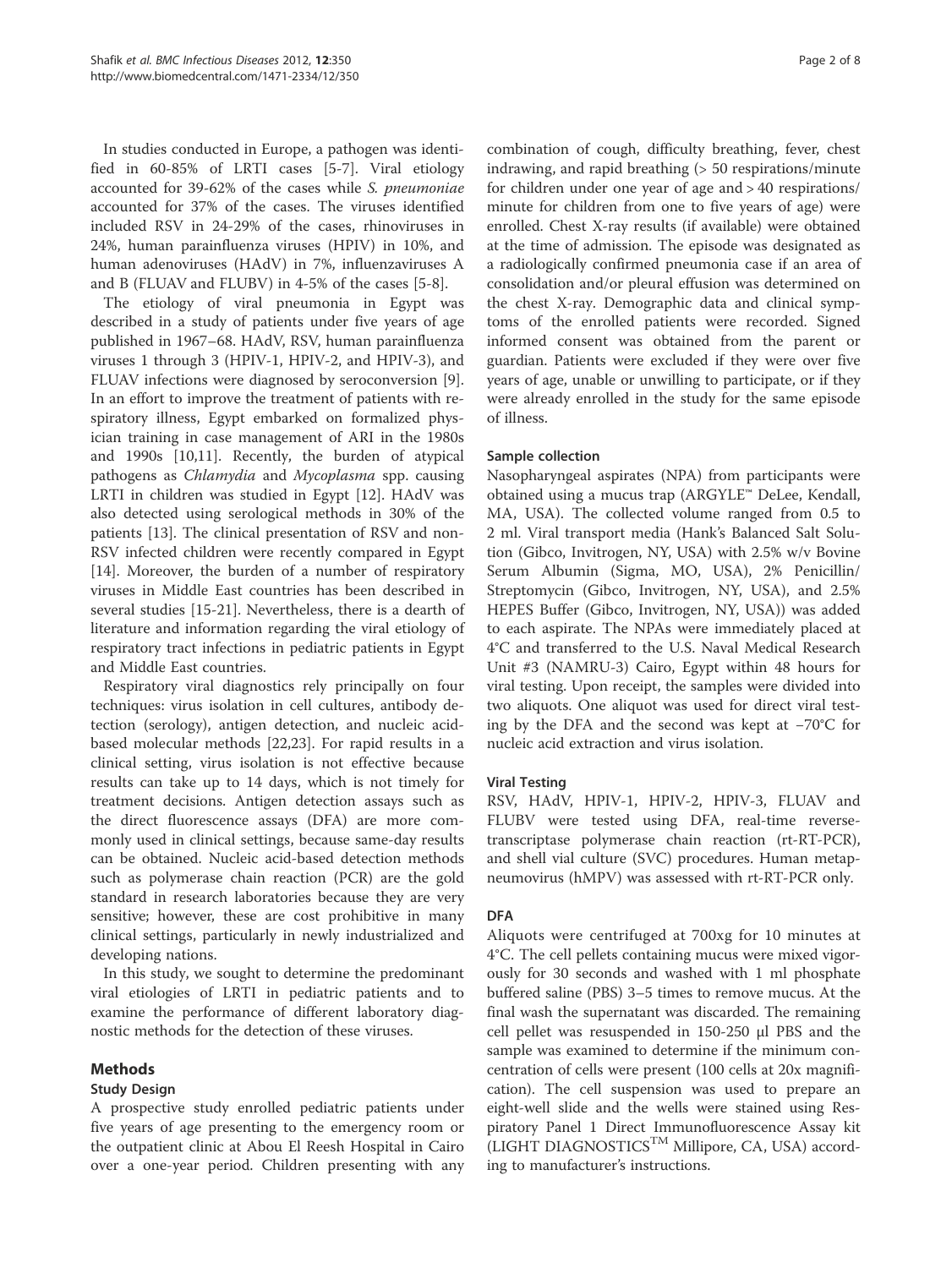In studies conducted in Europe, a pathogen was identified in 60-85% of LRTI cases [5-7]. Viral etiology accounted for 39-62% of the cases while *S. pneumoniae* accounted for 37% of the cases. The viruses identified included RSV in 24-29% of the cases, rhinoviruses in 24%, human parainfluenza viruses (HPIV) in 10%, and human adenoviruses (HAdV) in 7%, influenzaviruses A and B (FLUAV and FLUBV) in 4-5% of the cases [5-8].

The etiology of viral pneumonia in Egypt was described in a study of patients under five years of age published in 1967–68. HAdV, RSV, human parainfluenza viruses 1 through 3 (HPIV-1, HPIV-2, and HPIV-3), and FLUAV infections were diagnosed by seroconversion [9]. In an effort to improve the treatment of patients with respiratory illness, Egypt embarked on formalized physician training in case management of ARI in the 1980s and 1990s [10,11]. Recently, the burden of atypical pathogens as *Chlamydia* and *Mycoplasma* spp. causing LRTI in children was studied in Egypt [12]. HAdV was also detected using serological methods in 30% of the patients [13]. The clinical presentation of RSV and non-RSV infected children were recently compared in Egypt [14]. Moreover, the burden of a number of respiratory viruses in Middle East countries has been described in several studies [15-21]. Nevertheless, there is a dearth of literature and information regarding the viral etiology of respiratory tract infections in pediatric patients in Egypt and Middle East countries.

Respiratory viral diagnostics rely principally on four techniques: virus isolation in cell cultures, antibody detection (serology), antigen detection, and nucleic acid-based molecular methods [22,23]. For rapid results in a clinical setting, virus isolation is not effective because results can take up to 14 days, which is not timely for treatment decisions. Antigen detection assays such as the direct fluorescence assays (DFA) are more commonly used in clinical settings, because same-day results can be obtained. Nucleic acid-based detection methods such as polymerase chain reaction (PCR) are the gold standard in research laboratories because they are very sensitive; however, these are cost prohibitive in many clinical settings, particularly in newly industrialized and developing nations.

In this study, we sought to determine the predominant viral etiologies of LRTI in pediatric patients and to examine the performance of different laboratory diagnostic methods for the detection of these viruses.

## Methods

### Study Design

A prospective study enrolled pediatric patients under five years of age presenting to the emergency room or the outpatient clinic at Abou El Reesh Hospital in Cairo over a one-year period. Children presenting with any combination of cough, difficulty breathing, fever, chest indrawing, and rapid breathing (> 50 respirations/minute for children under one year of age and > 40 respirations/minute for children from one to five years of age) were enrolled. Chest X-ray results (if available) were obtained at the time of admission. The episode was designated as a radiologically confirmed pneumonia case if an area of consolidation and/or pleural effusion was determined on the chest X-ray. Demographic data and clinical symptoms of the enrolled patients were recorded. Signed informed consent was obtained from the parent or guardian. Patients were excluded if they were over five years of age, unable or unwilling to participate, or if they were already enrolled in the study for the same episode of illness.

### Sample collection

Nasopharyngeal aspirates (NPA) from participants were obtained using a mucus trap (ARGYLE™ DeLee, Kendall, MA, USA). The collected volume ranged from 0.5 to 2 ml. Viral transport media (Hank's Balanced Salt Solution (Gibco, Invitrogen, NY, USA) with 2.5% w/v Bovine Serum Albumin (Sigma, MO, USA), 2% Penicillin/Streptomycin (Gibco, Invitrogen, NY, USA), and 2.5% HEPES Buffer (Gibco, Invitrogen, NY, USA)) was added to each aspirate. The NPAs were immediately placed at 4°C and transferred to the U.S. Naval Medical Research Unit #3 (NAMRU-3) Cairo, Egypt within 48 hours for viral testing. Upon receipt, the samples were divided into two aliquots. One aliquot was used for direct viral testing by the DFA and the second was kept at −70°C for nucleic acid extraction and virus isolation.

### Viral Testing

RSV, HAdV, HPIV-1, HPIV-2, HPIV-3, FLUAV and FLUBV were tested using DFA, real-time reverse-transcriptase polymerase chain reaction (rt-RT-PCR), and shell vial culture (SVC) procedures. Human metapneumovirus (hMPV) was assessed with rt-RT-PCR only.

### DFA

Aliquots were centrifuged at 700xg for 10 minutes at 4°C. The cell pellets containing mucus were mixed vigorously for 30 seconds and washed with 1 ml phosphate buffered saline (PBS) 3–5 times to remove mucus. At the final wash the supernatant was discarded. The remaining cell pellet was resuspended in 150-250 μl PBS and the sample was examined to determine if the minimum concentration of cells were present (100 cells at 20x magnification). The cell suspension was used to prepare an eight-well slide and the wells were stained using Respiratory Panel 1 Direct Immunofluorescence Assay kit (LIGHT DIAGNOSTICS™ Millipore, CA, USA) according to manufacturer's instructions.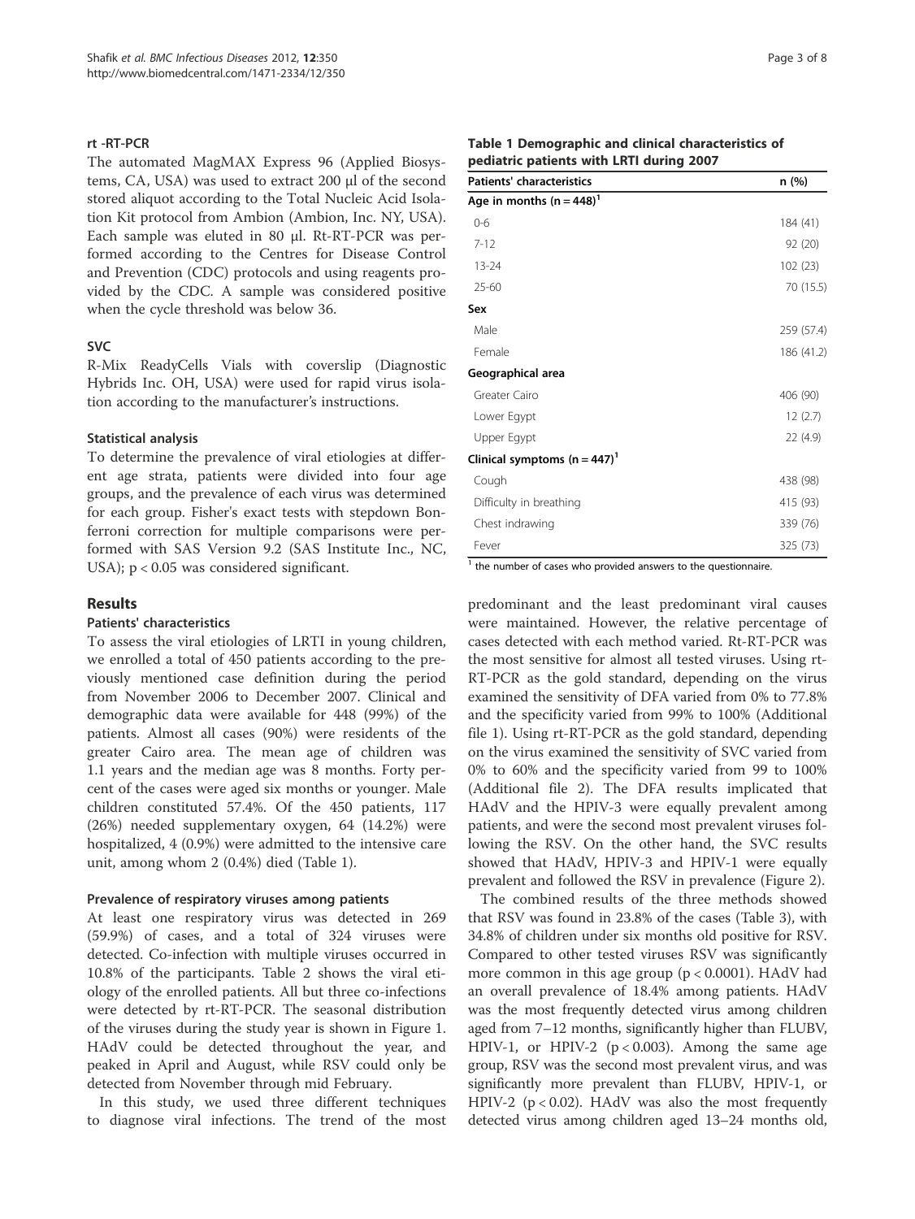### rt -RT-PCR

The automated MagMAX Express 96 (Applied Biosystems, CA, USA) was used to extract 200 μl of the second stored aliquot according to the Total Nucleic Acid Isolation Kit protocol from Ambion (Ambion, Inc. NY, USA). Each sample was eluted in 80 μl. Rt-RT-PCR was performed according to the Centres for Disease Control and Prevention (CDC) protocols and using reagents provided by the CDC. A sample was considered positive when the cycle threshold was below 36.

### SVC

R-Mix ReadyCells Vials with coverslip (Diagnostic Hybrids Inc. OH, USA) were used for rapid virus isolation according to the manufacturer's instructions.

### Statistical analysis

To determine the prevalence of viral etiologies at different age strata, patients were divided into four age groups, and the prevalence of each virus was determined for each group. Fisher's exact tests with stepdown Bonferroni correction for multiple comparisons were performed with SAS Version 9.2 (SAS Institute Inc., NC, USA); $p < 0.05$ was considered significant.

## Results

### Patients' characteristics

To assess the viral etiologies of LRTI in young children, we enrolled a total of 450 patients according to the previously mentioned case definition during the period from November 2006 to December 2007. Clinical and demographic data were available for 448 (99%) of the patients. Almost all cases (90%) were residents of the greater Cairo area. The mean age of children was 1.1 years and the median age was 8 months. Forty percent of the cases were aged six months or younger. Male children constituted 57.4%. Of the 450 patients, 117 (26%) needed supplementary oxygen, 64 (14.2%) were hospitalized, 4 (0.9%) were admitted to the intensive care unit, among whom 2 (0.4%) died (Table 1).

**Table 1 Demographic and clinical characteristics of pediatric patients with LRTI during 2007**

| Patients' characteristics | n (%) |
|---|---|
| **Age in months (n = 448)[1]** | |
| 0-6 | 184 (41) |
| 7-12 | 92 (20) |
| 13-24 | 102 (23) |
| 25-60 | 70 (15.5) |
| **Sex** | |
| Male | 259 (57.4) |
| Female | 186 (41.2) |
| **Geographical area** | |
| Greater Cairo | 406 (90) |
| Lower Egypt | 12 (2.7) |
| Upper Egypt | 22 (4.9) |
| **Clinical symptoms (n = 447)[1]** | |
| Cough | 438 (98) |
| Difficulty in breathing | 415 (93) |
| Chest indrawing | 339 (76) |
| Fever | 325 (73) |

[1] the number of cases who provided answers to the questionnaire.

### Prevalence of respiratory viruses among patients

At least one respiratory virus was detected in 269 (59.9%) of cases, and a total of 324 viruses were detected. Co-infection with multiple viruses occurred in 10.8% of the participants. Table 2 shows the viral etiology of the enrolled patients. All but three co-infections were detected by rt-RT-PCR. The seasonal distribution of the viruses during the study year is shown in Figure 1. HAdV could be detected throughout the year, and peaked in April and August, while RSV could only be detected from November through mid February.

In this study, we used three different techniques to diagnose viral infections. The trend of the most predominant and the least predominant viral causes were maintained. However, the relative percentage of cases detected with each method varied. Rt-RT-PCR was the most sensitive for almost all tested viruses. Using rt-RT-PCR as the gold standard, depending on the virus examined the sensitivity of DFA varied from 0% to 77.8% and the specificity varied from 99% to 100% (Additional file 1). Using rt-RT-PCR as the gold standard, depending on the virus examined the sensitivity of SVC varied from 0% to 60% and the specificity varied from 99 to 100% (Additional file 2). The DFA results implicated that HAdV and the HPIV-3 were equally prevalent among patients, and were the second most prevalent viruses following the RSV. On the other hand, the SVC results showed that HAdV, HPIV-3 and HPIV-1 were equally prevalent and followed the RSV in prevalence (Figure 2).

The combined results of the three methods showed that RSV was found in 23.8% of the cases (Table 3), with 34.8% of children under six months old positive for RSV. Compared to other tested viruses RSV was significantly more common in this age group ($p < 0.0001$). HAdV had an overall prevalence of 18.4% among patients. HAdV was the most frequently detected virus among children aged from 7–12 months, significantly higher than FLUBV, HPIV-1, or HPIV-2 ($p < 0.003$). Among the same age group, RSV was the second most prevalent virus, and was significantly more prevalent than FLUBV, HPIV-1, or HPIV-2 ($p < 0.02$). HAdV was also the most frequently detected virus among children aged 13–24 months old,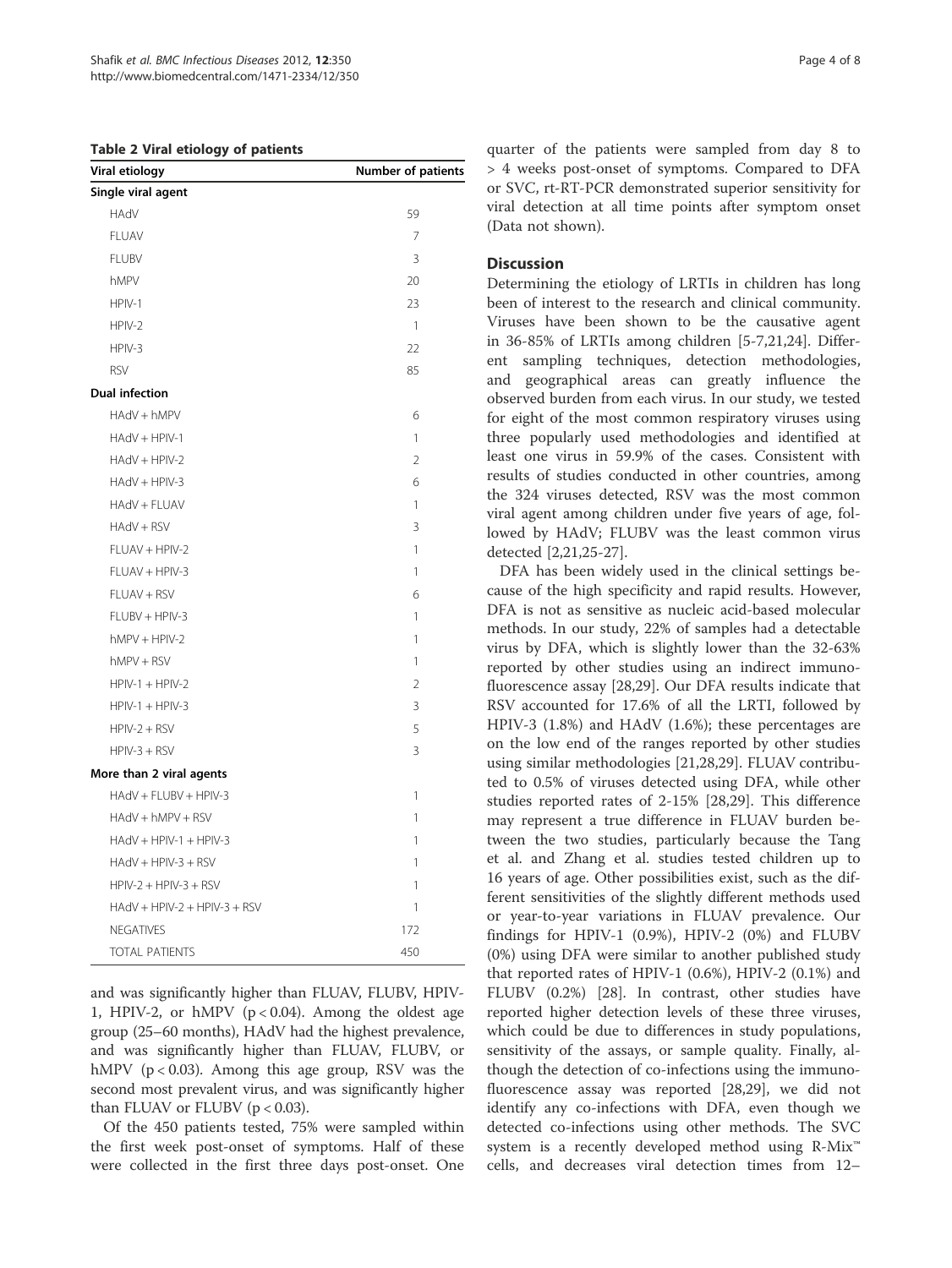**Table 2 Viral etiology of patients**

| Viral etiology | Number of patients |
|---|---|
| **Single viral agent** | |
| HAdV | 59 |
| FLUAV | 7 |
| FLUBV | 3 |
| hMPV | 20 |
| HPIV-1 | 23 |
| HPIV-2 | 1 |
| HPIV-3 | 22 |
| RSV | 85 |
| **Dual infection** | |
| HAdV + hMPV | 6 |
| HAdV + HPIV-1 | 1 |
| HAdV + HPIV-2 | 2 |
| HAdV + HPIV-3 | 6 |
| HAdV + FLUAV | 1 |
| HAdV + RSV | 3 |
| FLUAV + HPIV-2 | 1 |
| FLUAV + HPIV-3 | 1 |
| FLUAV + RSV | 6 |
| FLUBV + HPIV-3 | 1 |
| hMPV + HPIV-2 | 1 |
| hMPV + RSV | 1 |
| HPIV-1 + HPIV-2 | 2 |
| HPIV-1 + HPIV-3 | 3 |
| HPIV-2 + RSV | 5 |
| HPIV-3 + RSV | 3 |
| **More than 2 viral agents** | |
| HAdV + FLUBV + HPIV-3 | 1 |
| HAdV + hMPV + RSV | 1 |
| HAdV + HPIV-1 + HPIV-3 | 1 |
| HAdV + HPIV-3 + RSV | 1 |
| HPIV-2 + HPIV-3 + RSV | 1 |
| HAdV + HPIV-2 + HPIV-3 + RSV | 1 |
| NEGATIVES | 172 |
| TOTAL PATIENTS | 450 |

and was significantly higher than FLUAV, FLUBV, HPIV-1, HPIV-2, or hMPV ($p < 0.04$). Among the oldest age group (25–60 months), HAdV had the highest prevalence, and was significantly higher than FLUAV, FLUBV, or hMPV ($p < 0.03$). Among this age group, RSV was the second most prevalent virus, and was significantly higher than FLUAV or FLUBV ($p < 0.03$).

Of the 450 patients tested, 75% were sampled within the first week post-onset of symptoms. Half of these were collected in the first three days post-onset. One quarter of the patients were sampled from day 8 to > 4 weeks post-onset of symptoms. Compared to DFA or SVC, rt-RT-PCR demonstrated superior sensitivity for viral detection at all time points after symptom onset (Data not shown).

## Discussion

Determining the etiology of LRTIs in children has long been of interest to the research and clinical community. Viruses have been shown to be the causative agent in 36-85% of LRTIs among children [5-7,21,24]. Different sampling techniques, detection methodologies, and geographical areas can greatly influence the observed burden from each virus. In our study, we tested for eight of the most common respiratory viruses using three popularly used methodologies and identified at least one virus in 59.9% of the cases. Consistent with results of studies conducted in other countries, among the 324 viruses detected, RSV was the most common viral agent among children under five years of age, followed by HAdV; FLUBV was the least common virus detected [2,21,25-27].

DFA has been widely used in the clinical settings because of the high specificity and rapid results. However, DFA is not as sensitive as nucleic acid-based molecular methods. In our study, 22% of samples had a detectable virus by DFA, which is slightly lower than the 32-63% reported by other studies using an indirect immunofluorescence assay [28,29]. Our DFA results indicate that RSV accounted for 17.6% of all the LRTI, followed by HPIV-3 (1.8%) and HAdV (1.6%); these percentages are on the low end of the ranges reported by other studies using similar methodologies [21,28,29]. FLUAV contributed to 0.5% of viruses detected using DFA, while other studies reported rates of 2-15% [28,29]. This difference may represent a true difference in FLUAV burden between the two studies, particularly because the Tang et al. and Zhang et al. studies tested children up to 16 years of age. Other possibilities exist, such as the different sensitivities of the slightly different methods used or year-to-year variations in FLUAV prevalence. Our findings for HPIV-1 (0.9%), HPIV-2 (0%) and FLUBV (0%) using DFA were similar to another published study that reported rates of HPIV-1 (0.6%), HPIV-2 (0.1%) and FLUBV (0.2%) [28]. In contrast, other studies have reported higher detection levels of these three viruses, which could be due to differences in study populations, sensitivity of the assays, or sample quality. Finally, although the detection of co-infections using the immunofluorescence assay was reported [28,29], we did not identify any co-infections with DFA, even though we detected co-infections using other methods. The SVC system is a recently developed method using R-Mix™ cells, and decreases viral detection times from 12–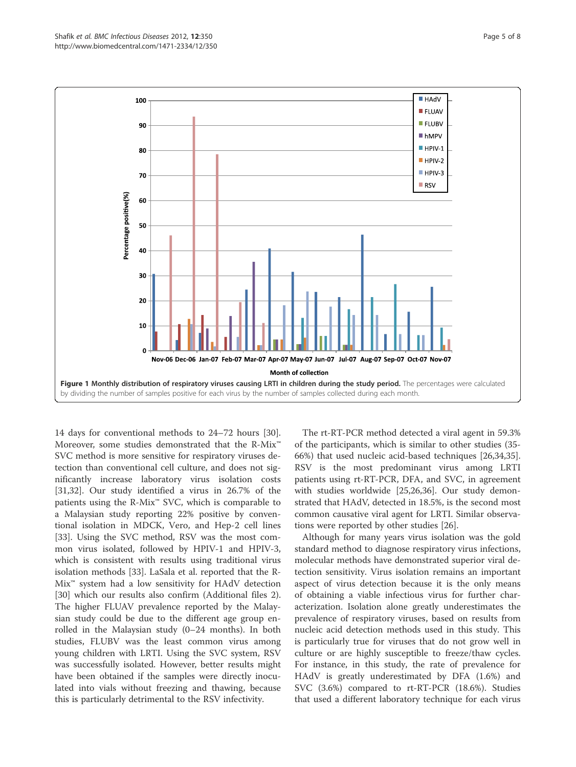**Figure 1 Monthly distribution of respiratory viruses causing LRTI in children during the study period.** The percentages were calculated by dividing the number of samples positive for each virus by the number of samples collected during each month.

14 days for conventional methods to 24–72 hours [30]. Moreover, some studies demonstrated that the R-Mix™ SVC method is more sensitive for respiratory viruses detection than conventional cell culture, and does not significantly increase laboratory virus isolation costs [31,32]. Our study identified a virus in 26.7% of the patients using the R-Mix™ SVC, which is comparable to a Malaysian study reporting 22% positive by conventional isolation in MDCK, Vero, and Hep-2 cell lines [33]. Using the SVC method, RSV was the most common virus isolated, followed by HPIV-1 and HPIV-3, which is consistent with results using traditional virus isolation methods [33]. LaSala et al. reported that the R-Mix™ system had a low sensitivity for HAdV detection [30] which our results also confirm (Additional files 2). The higher FLUAV prevalence reported by the Malaysian study could be due to the different age group enrolled in the Malaysian study (0–24 months). In both studies, FLUBV was the least common virus among young children with LRTI. Using the SVC system, RSV was successfully isolated. However, better results might have been obtained if the samples were directly inoculated into vials without freezing and thawing, because this is particularly detrimental to the RSV infectivity.

The rt-RT-PCR method detected a viral agent in 59.3% of the participants, which is similar to other studies (35-66%) that used nucleic acid-based techniques [26,34,35]. RSV is the most predominant virus among LRTI patients using rt-RT-PCR, DFA, and SVC, in agreement with studies worldwide [25,26,36]. Our study demonstrated that HAdV, detected in 18.5%, is the second most common causative viral agent for LRTI. Similar observations were reported by other studies [26].

Although for many years virus isolation was the gold standard method to diagnose respiratory virus infections, molecular methods have demonstrated superior viral detection sensitivity. Virus isolation remains an important aspect of virus detection because it is the only means of obtaining a viable infectious virus for further characterization. Isolation alone greatly underestimates the prevalence of respiratory viruses, based on results from nucleic acid detection methods used in this study. This is particularly true for viruses that do not grow well in culture or are highly susceptible to freeze/thaw cycles. For instance, in this study, the rate of prevalence for HAdV is greatly underestimated by DFA (1.6%) and SVC (3.6%) compared to rt-RT-PCR (18.6%). Studies that used a different laboratory technique for each virus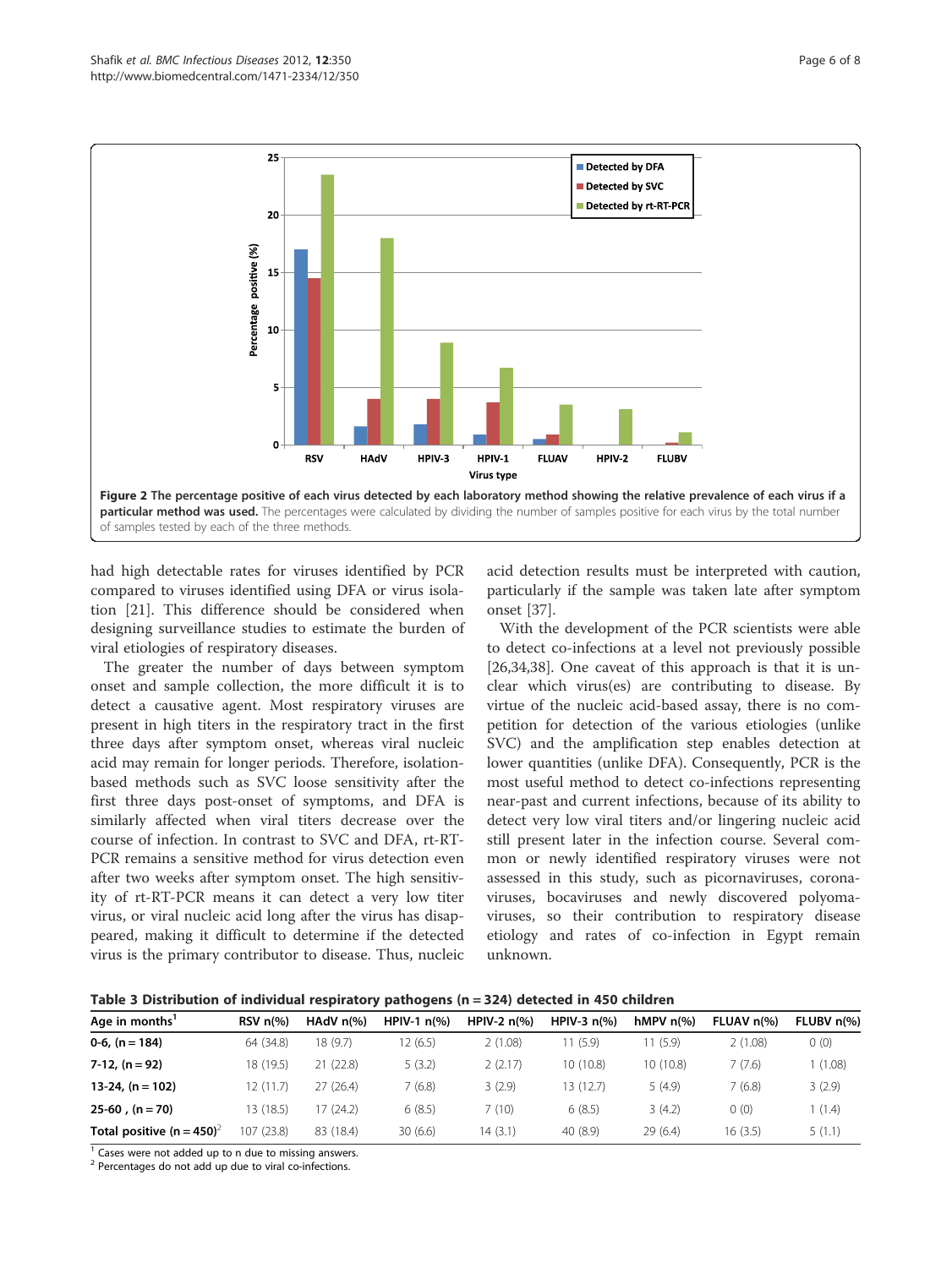**Figure 2 The percentage positive of each virus detected by each laboratory method showing the relative prevalence of each virus if a particular method was used.** The percentages were calculated by dividing the number of samples positive for each virus by the total number of samples tested by each of the three methods.

had high detectable rates for viruses identified by PCR compared to viruses identified using DFA or virus isolation [21]. This difference should be considered when designing surveillance studies to estimate the burden of viral etiologies of respiratory diseases.

The greater the number of days between symptom onset and sample collection, the more difficult it is to detect a causative agent. Most respiratory viruses are present in high titers in the respiratory tract in the first three days after symptom onset, whereas viral nucleic acid may remain for longer periods. Therefore, isolation-based methods such as SVC loose sensitivity after the first three days post-onset of symptoms, and DFA is similarly affected when viral titers decrease over the course of infection. In contrast to SVC and DFA, rt-RT-PCR remains a sensitive method for virus detection even after two weeks after symptom onset. The high sensitivity of rt-RT-PCR means it can detect a very low titer virus, or viral nucleic acid long after the virus has disappeared, making it difficult to determine if the detected virus is the primary contributor to disease. Thus, nucleic acid detection results must be interpreted with caution, particularly if the sample was taken late after symptom onset [37].

With the development of the PCR scientists were able to detect co-infections at a level not previously possible [26,34,38]. One caveat of this approach is that it is unclear which virus(es) are contributing to disease. By virtue of the nucleic acid-based assay, there is no competition for detection of the various etiologies (unlike SVC) and the amplification step enables detection at lower quantities (unlike DFA). Consequently, PCR is the most useful method to detect co-infections representing near-past and current infections, because of its ability to detect very low viral titers and/or lingering nucleic acid still present later in the infection course. Several common or newly identified respiratory viruses were not assessed in this study, such as picornaviruses, coronaviruses, bocaviruses and newly discovered polyomaviruses, so their contribution to respiratory disease etiology and rates of co-infection in Egypt remain unknown.

**Table 3 Distribution of individual respiratory pathogens (n = 324) detected in 450 children**

| Age in months[1] | RSV n(%) | HAdV n(%) | HPIV-1 n(%) | HPIV-2 n(%) | HPIV-3 n(%) | hMPV n(%) | FLUAV n(%) | FLUBV n(%) |
|---|---|---|---|---|---|---|---|---|
| **0-6, (n = 184)** | 64 (34.8) | 18 (9.7) | 12 (6.5) | 2 (1.08) | 11 (5.9) | 11 (5.9) | 2 (1.08) | 0 (0) |
| **7-12, (n = 92)** | 18 (19.5) | 21 (22.8) | 5 (3.2) | 2 (2.17) | 10 (10.8) | 10 (10.8) | 7 (7.6) | 1 (1.08) |
| **13-24, (n = 102)** | 12 (11.7) | 27 (26.4) | 7 (6.8) | 3 (2.9) | 13 (12.7) | 5 (4.9) | 7 (6.8) | 3 (2.9) |
| **25-60 , (n = 70)** | 13 (18.5) | 17 (24.2) | 6 (8.5) | 7 (10) | 6 (8.5) | 3 (4.2) | 0 (0) | 1 (1.4) |
| **Total positive (n = 450)**[2] | 107 (23.8) | 83 (18.4) | 30 (6.6) | 14 (3.1) | 40 (8.9) | 29 (6.4) | 16 (3.5) | 5 (1.1) |

[1] Cases were not added up to n due to missing answers.
[2] Percentages do not add up due to viral co-infections.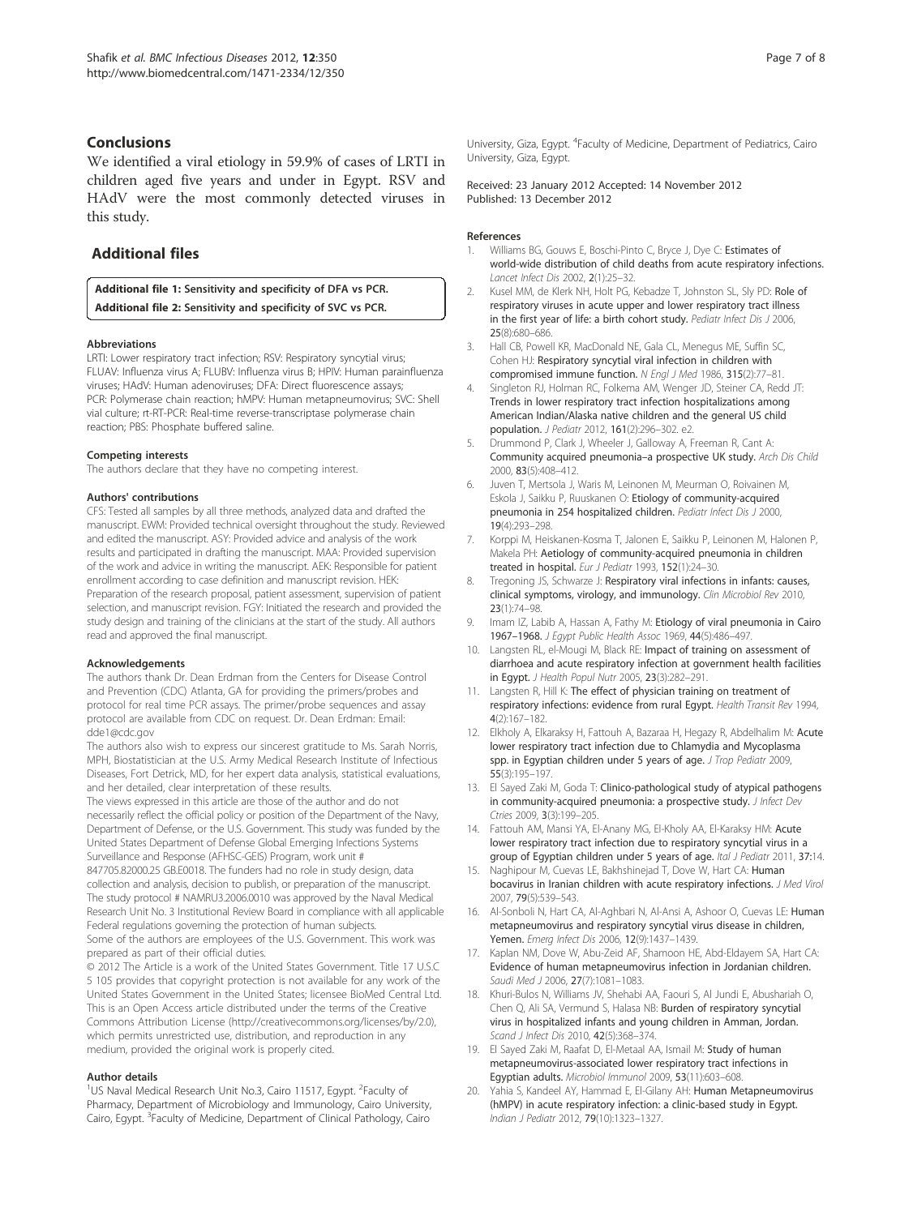## Conclusions

We identified a viral etiology in 59.9% of cases of LRTI in children aged five years and under in Egypt. RSV and HAdV were the most commonly detected viruses in this study.

## Additional files

**Additional file 1: Sensitivity and specificity of DFA vs PCR.**

**Additional file 2: Sensitivity and specificity of SVC vs PCR.**

#### Abbreviations

LRTI: Lower respiratory tract infection; RSV: Respiratory syncytial virus; FLUAV: Influenza virus A; FLUBV: Influenza virus B; HPIV: Human parainfluenza viruses; HAdV: Human adenoviruses; DFA: Direct fluorescence assays; PCR: Polymerase chain reaction; hMPV: Human metapneumovirus; SVC: Shell vial culture; rt-RT-PCR: Real-time reverse-transcriptase polymerase chain reaction; PBS: Phosphate buffered saline.

#### Competing interests

The authors declare that they have no competing interest.

#### Authors' contributions

CFS: Tested all samples by all three methods, analyzed data and drafted the manuscript. EWM: Provided technical oversight throughout the study. Reviewed and edited the manuscript. ASY: Provided advice and analysis of the work results and participated in drafting the manuscript. MAA: Provided supervision of the work and advice in writing the manuscript. AEK: Responsible for patient enrollment according to case definition and manuscript revision. HEK: Preparation of the research proposal, patient assessment, supervision of patient selection, and manuscript revision. FGY: Initiated the research and provided the study design and training of the clinicians at the start of the study. All authors read and approved the final manuscript.

#### Acknowledgements

The authors thank Dr. Dean Erdman from the Centers for Disease Control and Prevention (CDC) Atlanta, GA for providing the primers/probes and protocol for real time PCR assays. The primer/probe sequences and assay protocol are available from CDC on request. Dr. Dean Erdman: Email: dde1@cdc.gov

The authors also wish to express our sincerest gratitude to Ms. Sarah Norris, MPH, Biostatistician at the U.S. Army Medical Research Institute of Infectious Diseases, Fort Detrick, MD, for her expert data analysis, statistical evaluations, and her detailed, clear interpretation of these results.

The views expressed in this article are those of the author and do not necessarily reflect the official policy or position of the Department of the Navy, Department of Defense, or the U.S. Government. This study was funded by the United States Department of Defense Global Emerging Infections Systems Surveillance and Response (AFHSC-GEIS) Program, work unit # 847705.82000.25 GB.E0018. The funders had no role in study design, data collection and analysis, decision to publish, or preparation of the manuscript. The study protocol # NAMRU3.2006.0010 was approved by the Naval Medical Research Unit No. 3 Institutional Review Board in compliance with all applicable Federal regulations governing the protection of human subjects.

Some of the authors are employees of the U.S. Government. This work was prepared as part of their official duties.

© 2012 The Article is a work of the United States Government. Title 17 U.S.C 5 105 provides that copyright protection is not available for any work of the United States Government in the United States; licensee BioMed Central Ltd. This is an Open Access article distributed under the terms of the Creative Commons Attribution License (http://creativecommons.org/licenses/by/2.0), which permits unrestricted use, distribution, and reproduction in any medium, provided the original work is properly cited.

#### Author details

[1]US Naval Medical Research Unit No.3, Cairo 11517, Egypt. [2]Faculty of Pharmacy, Department of Microbiology and Immunology, Cairo University, Cairo, Egypt. [3]Faculty of Medicine, Department of Clinical Pathology, Cairo University, Giza, Egypt. [4]Faculty of Medicine, Department of Pediatrics, Cairo University, Giza, Egypt.

Received: 23 January 2012 Accepted: 14 November 2012
Published: 13 December 2012

#### References

1. Williams BG, Gouws E, Boschi-Pinto C, Bryce J, Dye C: **Estimates of world-wide distribution of child deaths from acute respiratory infections.** *Lancet Infect Dis* 2002, **2**(1):25–32.
2. Kusel MM, de Klerk NH, Holt PG, Kebadze T, Johnston SL, Sly PD: **Role of respiratory viruses in acute upper and lower respiratory tract illness in the first year of life: a birth cohort study.** *Pediatr Infect Dis J* 2006, **25**(8):680–686.
3. Hall CB, Powell KR, MacDonald NE, Gala CL, Menegus ME, Suffin SC, Cohen HJ: **Respiratory syncytial viral infection in children with compromised immune function.** *N Engl J Med* 1986, **315**(2):77–81.
4. Singleton RJ, Holman RC, Folkema AM, Wenger JD, Steiner CA, Redd JT: **Trends in lower respiratory tract infection hospitalizations among American Indian/Alaska native children and the general US child population.** *J Pediatr* 2012, **161**(2):296–302. e2.
5. Drummond P, Clark J, Wheeler J, Galloway A, Freeman R, Cant A: **Community acquired pneumonia–a prospective UK study.** *Arch Dis Child* 2000, **83**(5):408–412.
6. Juven T, Mertsola J, Waris M, Leinonen M, Meurman O, Roivainen M, Eskola J, Saikku P, Ruuskanen O: **Etiology of community-acquired pneumonia in 254 hospitalized children.** *Pediatr Infect Dis J* 2000, **19**(4):293–298.
7. Korppi M, Heiskanen-Kosma T, Jalonen E, Saikku P, Leinonen M, Halonen P, Makela PH: **Aetiology of community-acquired pneumonia in children treated in hospital.** *Eur J Pediatr* 1993, **152**(1):24–30.
8. Tregoning JS, Schwarze J: **Respiratory viral infections in infants: causes, clinical symptoms, virology, and immunology.** *Clin Microbiol Rev* 2010, **23**(1):74–98.
9. Imam IZ, Labib A, Hassan A, Fathy M: **Etiology of viral pneumonia in Cairo 1967–1968.** *J Egypt Public Health Assoc* 1969, **44**(5):486–497.
10. Langsten RL, el-Mougi M, Black RE: **Impact of training on assessment of diarrhoea and acute respiratory infection at government health facilities in Egypt.** *J Health Popul Nutr* 2005, **23**(3):282–291.
11. Langsten R, Hill K: **The effect of physician training on treatment of respiratory infections: evidence from rural Egypt.** *Health Transit Rev* 1994, **4**(2):167–182.
12. Elkholy A, Elkaraksy H, Fattouh A, Bazaraa H, Hegazy R, Abdelhalim M: **Acute lower respiratory tract infection due to Chlamydia and Mycoplasma spp. in Egyptian children under 5 years of age.** *J Trop Pediatr* 2009, **55**(3):195–197.
13. El Sayed Zaki M, Goda T: **Clinico-pathological study of atypical pathogens in community-acquired pneumonia: a prospective study.** *J Infect Dev Ctries* 2009, **3**(3):199–205.
14. Fattouh AM, Mansi YA, El-Anany MG, El-Kholy AA, El-Karaksy HM: **Acute lower respiratory tract infection due to respiratory syncytial virus in a group of Egyptian children under 5 years of age.** *Ital J Pediatr* 2011, **37**:14.
15. Naghipour M, Cuevas LE, Bakhshinejad T, Dove W, Hart CA: **Human bocavirus in Iranian children with acute respiratory infections.** *J Med Virol* 2007, **79**(5):539–543.
16. Al-Sonboli N, Hart CA, Al-Aghbari N, Al-Ansi A, Ashoor O, Cuevas LE: **Human metapneumovirus and respiratory syncytial virus disease in children, Yemen.** *Emerg Infect Dis* 2006, **12**(9):1437–1439.
17. Kaplan NM, Dove W, Abu-Zeid AF, Shamoon HE, Abd-Eldayem SA, Hart CA: **Evidence of human metapneumovirus infection in Jordanian children.** *Saudi Med J* 2006, **27**(7):1081–1083.
18. Khuri-Bulos N, Williams JV, Shehabi AA, Faouri S, Al Jundi E, Abushariah O, Chen Q, Ali SA, Vermund S, Halasa NB: **Burden of respiratory syncytial virus in hospitalized infants and young children in Amman, Jordan.** *Scand J Infect Dis* 2010, **42**(5):368–374.
19. El Sayed Zaki M, Raafat D, El-Metaal AA, Ismail M: **Study of human metapneumovirus-associated lower respiratory tract infections in Egyptian adults.** *Microbiol Immunol* 2009, **53**(11):603–608.
20. Yahia S, Kandeel AY, Hammad E, El-Gilany AH: **Human Metapneumovirus (hMPV) in acute respiratory infection: a clinic-based study in Egypt.** *Indian J Pediatr* 2012, **79**(10):1323–1327.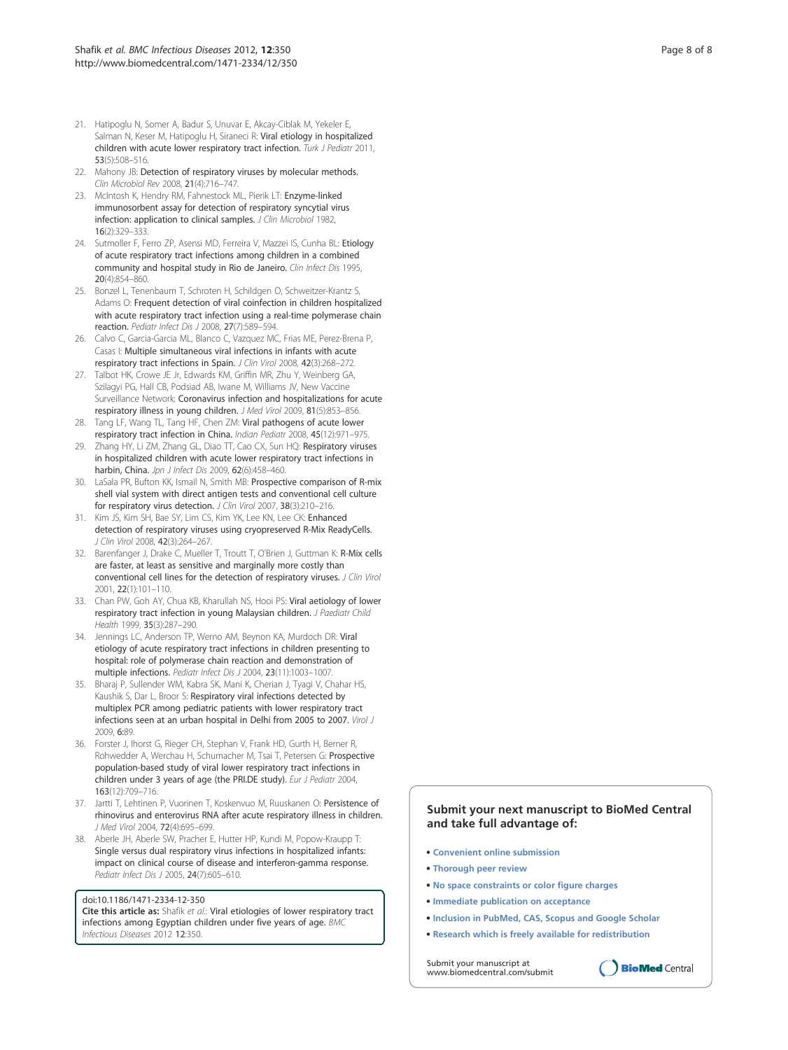21. Hatipoglu N, Somer A, Badur S, Unuvar E, Akcay-Ciblak M, Yekeler E, Salman N, Keser M, Hatipoglu H, Siraneci R: **Viral etiology in hospitalized children with acute lower respiratory tract infection.** *Turk J Pediatr* 2011, **53**(5):508–516.
22. Mahony JB: **Detection of respiratory viruses by molecular methods.** *Clin Microbiol Rev* 2008, **21**(4):716–747.
23. McIntosh K, Hendry RM, Fahnestock ML, Pierik LT: **Enzyme-linked immunosorbent assay for detection of respiratory syncytial virus infection: application to clinical samples.** *J Clin Microbiol* 1982, **16**(2):329–333.
24. Sutmoller F, Ferro ZP, Asensi MD, Ferreira V, Mazzei IS, Cunha BL: **Etiology of acute respiratory tract infections among children in a combined community and hospital study in Rio de Janeiro.** *Clin Infect Dis* 1995, **20**(4):854–860.
25. Bonzel L, Tenenbaum T, Schroten H, Schildgen O, Schweitzer-Krantz S, Adams O: **Frequent detection of viral coinfection in children hospitalized with acute respiratory tract infection using a real-time polymerase chain reaction.** *Pediatr Infect Dis J* 2008, **27**(7):589–594.
26. Calvo C, Garcia-Garcia ML, Blanco C, Vazquez MC, Frias ME, Perez-Brena P, Casas I: **Multiple simultaneous viral infections in infants with acute respiratory tract infections in Spain.** *J Clin Virol* 2008, **42**(3):268–272.
27. Talbot HK, Crowe JE Jr, Edwards KM, Griffin MR, Zhu Y, Weinberg GA, Szilagyi PG, Hall CB, Podsiad AB, Iwane M, Williams JV, New Vaccine Surveillance Network: **Coronavirus infection and hospitalizations for acute respiratory illness in young children.** *J Med Virol* 2009, **81**(5):853–856.
28. Tang LF, Wang TL, Tang HF, Chen ZM: **Viral pathogens of acute lower respiratory tract infection in China.** *Indian Pediatr* 2008, **45**(12):971–975.
29. Zhang HY, Li ZM, Zhang GL, Diao TT, Cao CX, Sun HQ: **Respiratory viruses in hospitalized children with acute lower respiratory tract infections in harbin, China.** *Jpn J Infect Dis* 2009, **62**(6):458–460.
30. LaSala PR, Bufton KK, Ismail N, Smith MB: **Prospective comparison of R-mix shell vial system with direct antigen tests and conventional cell culture for respiratory virus detection.** *J Clin Virol* 2007, **38**(3):210–216.
31. Kim JS, Kim SH, Bae SY, Lim CS, Kim YK, Lee KN, Lee CK: **Enhanced detection of respiratory viruses using cryopreserved R-Mix ReadyCells.** *J Clin Virol* 2008, **42**(3):264–267.
32. Barenfanger J, Drake C, Mueller T, Troutt T, O'Brien J, Guttman K: **R-Mix cells are faster, at least as sensitive and marginally more costly than conventional cell lines for the detection of respiratory viruses.** *J Clin Virol* 2001, **22**(1):101–110.
33. Chan PW, Goh AY, Chua KB, Kharullah NS, Hooi PS: **Viral aetiology of lower respiratory tract infection in young Malaysian children.** *J Paediatr Child Health* 1999, **35**(3):287–290.
34. Jennings LC, Anderson TP, Werno AM, Beynon KA, Murdoch DR: **Viral etiology of acute respiratory tract infections in children presenting to hospital: role of polymerase chain reaction and demonstration of multiple infections.** *Pediatr Infect Dis J* 2004, **23**(11):1003–1007.
35. Bharaj P, Sullender WM, Kabra SK, Mani K, Cherian J, Tyagi V, Chahar HS, Kaushik S, Dar L, Broor S: **Respiratory viral infections detected by multiplex PCR among pediatric patients with lower respiratory tract infections seen at an urban hospital in Delhi from 2005 to 2007.** *Virol J* 2009, **6**:89.
36. Forster J, Ihorst G, Rieger CH, Stephan V, Frank HD, Gurth H, Berner R, Rohwedder A, Werchau H, Schumacher M, Tsai T, Petersen G: **Prospective population-based study of viral lower respiratory tract infections in children under 3 years of age (the PRI.DE study).** *Eur J Pediatr* 2004, **163**(12):709–716.
37. Jartti T, Lehtinen P, Vuorinen T, Koskenvuo M, Ruuskanen O: **Persistence of rhinovirus and enterovirus RNA after acute respiratory illness in children.** *J Med Virol* 2004, **72**(4):695–699.
38. Aberle JH, Aberle SW, Pracher E, Hutter HP, Kundi M, Popow-Kraupp T: **Single versus dual respiratory virus infections in hospitalized infants: impact on clinical course of disease and interferon-gamma response.** *Pediatr Infect Dis J* 2005, **24**(7):605–610.

doi:10.1186/1471-2334-12-350

**Cite this article as:** Shafik *et al.*: Viral etiologies of lower respiratory tract infections among Egyptian children under five years of age. *BMC Infectious Diseases* 2012 **12**:350.

**Submit your next manuscript to BioMed Central and take full advantage of:**

- **Convenient online submission**
- **Thorough peer review**
- **No space constraints or color figure charges**
- **Immediate publication on acceptance**
- **Inclusion in PubMed, CAS, Scopus and Google Scholar**
- **Research which is freely available for redistribution**

Submit your manuscript at
www.biomedcentral.com/submit

BioMed Central